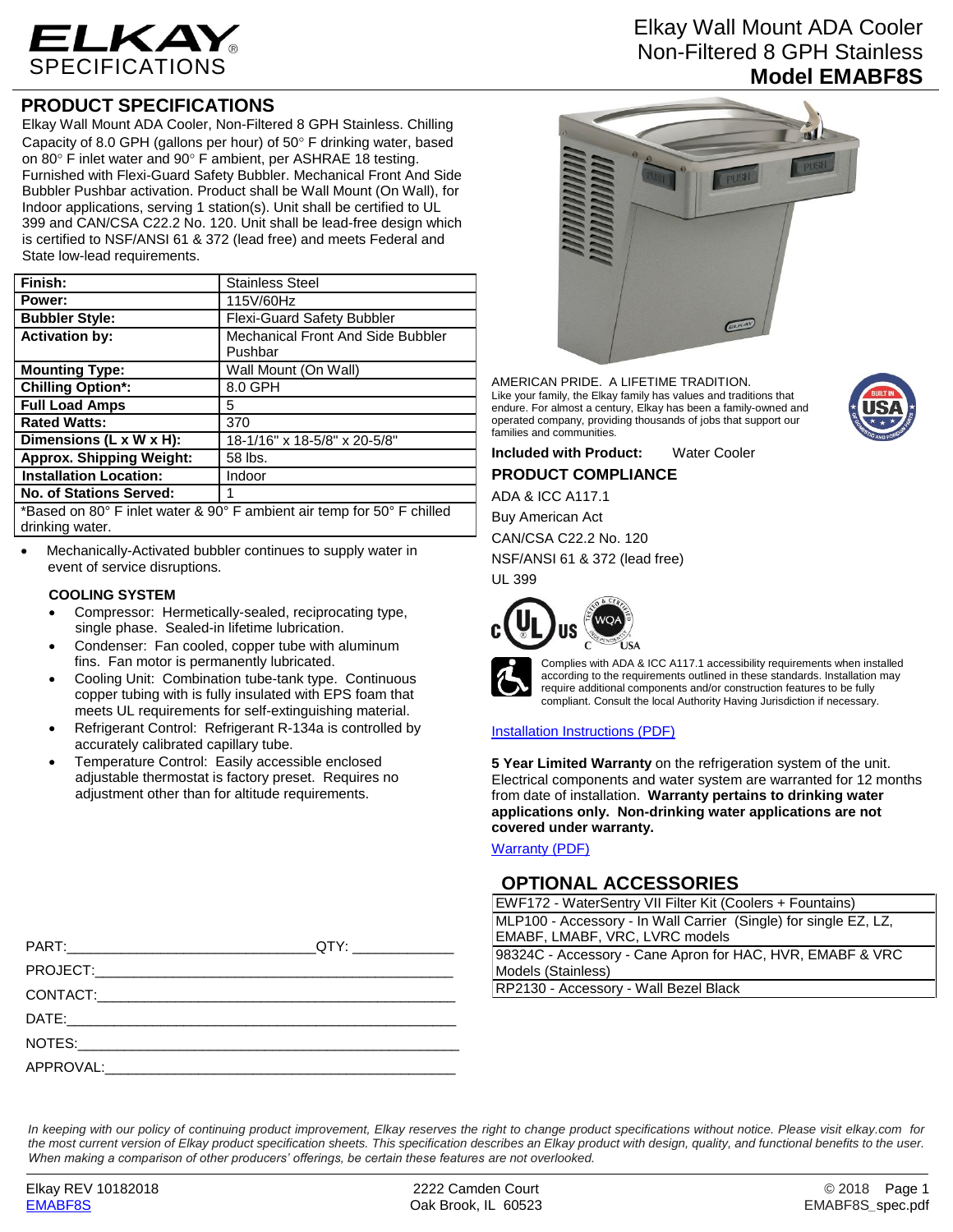# ELKAY SPECIFICATIONS

# Elkay Wall Mount ADA Cooler Non-Filtered 8 GPH Stainless **Model EMABF8S**

## PRODUCT SPECIFICATIONS

Elkay Wall Mount ADA Cooler, Non-Filtered 8 GPH Stainless. Chilling Capacity of 8.0 GPH (gallons per hour) of 50° F drinking water, based on 80° F inlet water and 90° F ambient, per ASHRAE 18 testing. Furnished with Flexi-Guard Safety Bubbler. Mechanical Front And Side Bubbler Pushbar activation. Product shall be Wall Mount (On Wall), for Indoor applications, serving 1 station(s). Unit shall be certified to UL 399 and CAN/CSA C22.2 No. 120. Unit shall be lead-free design which is certified to NSF/ANSI 61 & 372 (lead free) and meets Federal and State low-lead requirements.

| | |
|---|---|
| **Finish:** | Stainless Steel |
| **Power:** | 115V/60Hz |
| **Bubbler Style:** | Flexi-Guard Safety Bubbler |
| **Activation by:** | Mechanical Front And Side Bubbler Pushbar |
| **Mounting Type:** | Wall Mount (On Wall) |
| **Chilling Option*:** | 8.0 GPH |
| **Full Load Amps** | 5 |
| **Rated Watts:** | 370 |
| **Dimensions (L x W x H):** | 18-1/16" x 18-5/8" x 20-5/8" |
| **Approx. Shipping Weight:** | 58 lbs. |
| **Installation Location:** | Indoor |
| **No. of Stations Served:** | 1 |

*Based on 80° F inlet water & 90° F ambient air temp for 50° F chilled drinking water.

- Mechanically-Activated bubbler continues to supply water in event of service disruptions.

### COOLING SYSTEM

- Compressor: Hermetically-sealed, reciprocating type, single phase. Sealed-in lifetime lubrication.
- Condenser: Fan cooled, copper tube with aluminum fins. Fan motor is permanently lubricated.
- Cooling Unit: Combination tube-tank type. Continuous copper tubing with is fully insulated with EPS foam that meets UL requirements for self-extinguishing material.
- Refrigerant Control: Refrigerant R-134a is controlled by accurately calibrated capillary tube.
- Temperature Control: Easily accessible enclosed adjustable thermostat is factory preset. Requires no adjustment other than for altitude requirements.

PART:______________________________QTY: ____________

PROJECT:____________________________________________

CONTACT:____________________________________________

DATE:_______________________________________________

NOTES:______________________________________________

APPROVAL:___________________________________________

AMERICAN PRIDE. A LIFETIME TRADITION.
Like your family, the Elkay family has values and traditions that endure. For almost a century, Elkay has been a family-owned and operated company, providing thousands of jobs that support our families and communities.

**Included with Product:** Water Cooler

## PRODUCT COMPLIANCE

ADA & ICC A117.1
Buy American Act
CAN/CSA C22.2 No. 120
NSF/ANSI 61 & 372 (lead free)
UL 399

Complies with ADA & ICC A117.1 accessibility requirements when installed according to the requirements outlined in these standards. Installation may require additional components and/or construction features to be fully compliant. Consult the local Authority Having Jurisdiction if necessary.

[Installation Instructions (PDF)]

**5 Year Limited Warranty** on the refrigeration system of the unit. Electrical components and water system are warranted for 12 months from date of installation. **Warranty pertains to drinking water applications only. Non-drinking water applications are not covered under warranty.**

[Warranty (PDF)]

## OPTIONAL ACCESSORIES

| |
|---|
| EWF172 - WaterSentry VII Filter Kit (Coolers + Fountains) |
| MLP100 - Accessory - In Wall Carrier (Single) for single EZ, LZ, EMABF, LMABF, VRC, LVRC models |
| 98324C - Accessory - Cane Apron for HAC, HVR, EMABF & VRC Models (Stainless) |
| RP2130 - Accessory - Wall Bezel Black |

*In keeping with our policy of continuing product improvement, Elkay reserves the right to change product specifications without notice. Please visit elkay.com for the most current version of Elkay product specification sheets. This specification describes an Elkay product with design, quality, and functional benefits to the user. When making a comparison of other producers' offerings, be certain these features are not overlooked.*

Elkay REV 10182018
EMABF8S

2222 Camden Court
Oak Brook, IL 60523

© 2018
EMABF8S_spec.pdf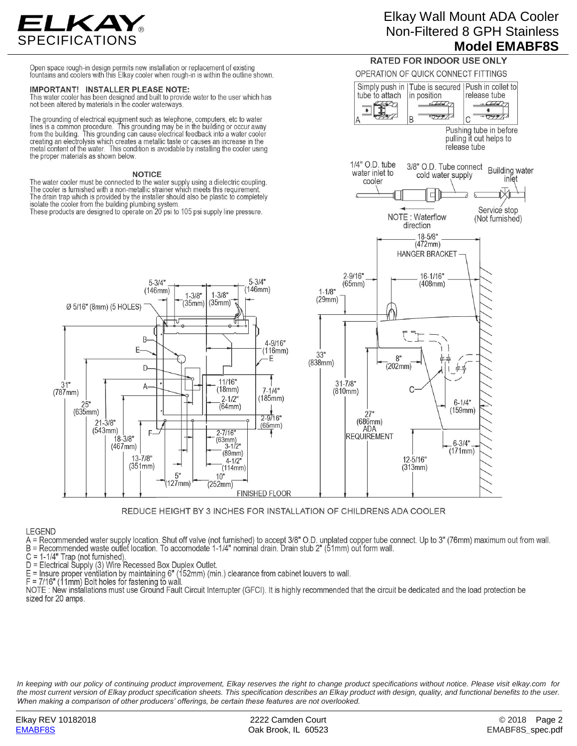# ELKAY SPECIFICATIONS

## Elkay Wall Mount ADA Cooler Non-Filtered 8 GPH Stainless
## **Model EMABF8S**

Open space rough-in design permits new installation or replacement of existing fountains and coolers with this Elkay cooler when rough-in is within the outline shown.

**IMPORTANT! INSTALLER PLEASE NOTE:**
This water cooler has been designed and built to provide water to the user which has not been altered by materials in the cooler waterways.

The grounding of electrical equipment such as telephone, computers, etc to water lines is a common procedure. This grounding may be in the building or occur away from the building. This grounding can cause electrical feedback into a water cooler creating an electrolysis which creates a metallic taste or causes an increase in the metal content of the water. This condition is avoidable by installing the cooler using the proper materials as shown below.

**NOTICE**

The water cooler must be connected to the water supply using a dielectric coupling. The cooler is furnished with a non-metallic strainer which meets this requirement. The drain trap which is provided by the installer should also be plastic to completely isolate the cooler from the building plumbing system.
These products are designed to operate on 20 psi to 105 psi supply line pressure.

RATED FOR INDOOR USE ONLY

OPERATION OF QUICK CONNECT FITTINGS

A Simply push in tube to attach
B Tube is secured in position
C Push in collet to release tube

Pushing tube in before pulling it out helps to release tube

1/4" O.D. tube water inlet to cooler
3/8" O.D. Tube connect cold water supply
Building water inlet
Service stop (Not furnished)
NOTE : Waterflow direction

18-5/8" (472mm)
HANGER BRACKET
2-9/16" (65mm)
16-1/16" (408mm)
1-1/8" (29mm)
5-3/4" (146mm)
5-3/4" (146mm)
1-3/8" (35mm)
1-3/8" (35mm)
Ø 5/16" (8mm) (5 HOLES)
B
E
4-9/16" (116mm)
E
D
A
11/16" (18mm)
2-1/2" (64mm)
7-1/4" (185mm)
2-9/16" (65mm)
31" (787mm)
25" (635mm)
21-3/8" (543mm)
18-3/8" (467mm)
13-7/8" (351mm)
F
2-7/16" (63mm)
3-1/2" (89mm)
4-1/2" (114mm)
5" (127mm)
10" (252mm)
FINISHED FLOOR
33" (838mm)
8" (202mm)
31-7/8" (810mm)
C
27" (686mm) ADA REQUIREMENT
6-1/4" (159mm)
6-3/4" (171mm)
12-5/16" (313mm)

REDUCE HEIGHT BY 3 INCHES FOR INSTALLATION OF CHILDRENS ADA COOLER

LEGEND
A = Recommended water supply location. Shut off valve (not furnished) to accept 3/8" O.D. unplated copper tube connect. Up to 3" (76mm) maximum out from wall.
B = Recommended waste outlet location. To accomodate 1-1/4" nominal drain. Drain stub 2" (51mm) out form wall.
C = 1-1/4" Trap (not furnished).
D = Electrical Supply (3) Wire Recessed Box Duplex Outlet.
E = Insure proper ventilation by maintaining 6" (152mm) (min.) clearance from cabinet louvers to wall.
F = 7/16" (11mm) Bolt holes for fastening to wall.
NOTE : New installations must use Ground Fault Circuit Interrupter (GFCI). It is highly recommended that the circuit be dedicated and the load protection be sized for 20 amps.

*In keeping with our policy of continuing product improvement, Elkay reserves the right to change product specifications without notice. Please visit elkay.com for the most current version of Elkay product specification sheets. This specification describes an Elkay product with design, quality, and functional benefits to the user. When making a comparison of other producers' offerings, be certain these features are not overlooked.*

Elkay REV 10182018
EMABF8S
2222 Camden Court
Oak Brook, IL 60523
© 2018
EMABF8S_spec.pdf